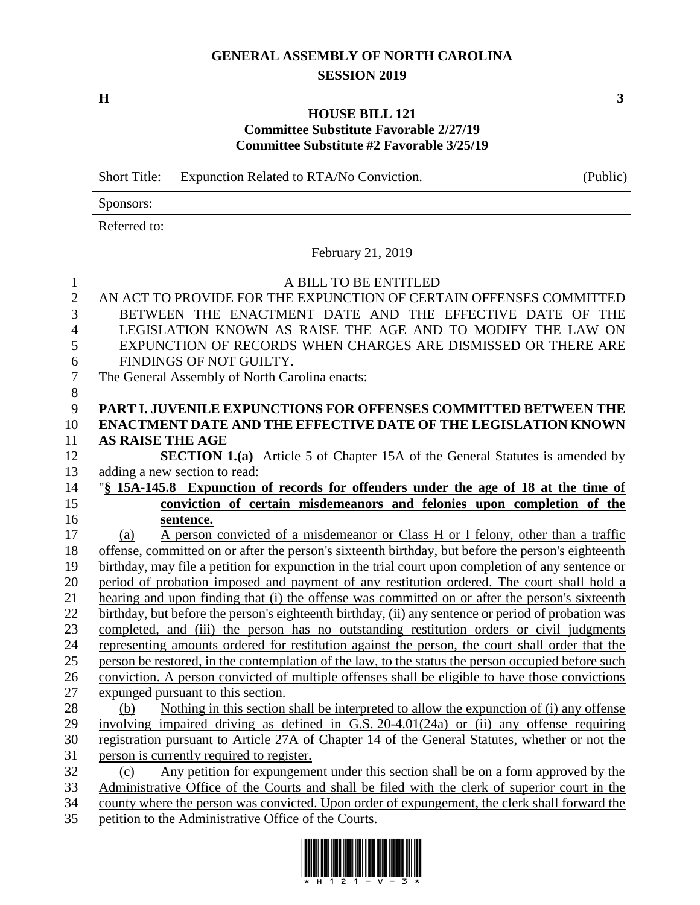# GENERAL ASSEMBLY OF NORTH CAROLINA
## SESSION 2019

**H** **3**

**HOUSE BILL 121**
**Committee Substitute Favorable 2/27/19**
**Committee Substitute #2 Favorable 3/25/19**

| Short Title: | Expunction Related to RTA/No Conviction. | (Public) |
|---|---|---|
| Sponsors: | | |
| Referred to: | | |

February 21, 2019

A BILL TO BE ENTITLED

AN ACT TO PROVIDE FOR THE EXPUNCTION OF CERTAIN OFFENSES COMMITTED BETWEEN THE ENACTMENT DATE AND THE EFFECTIVE DATE OF THE LEGISLATION KNOWN AS RAISE THE AGE AND TO MODIFY THE LAW ON EXPUNCTION OF RECORDS WHEN CHARGES ARE DISMISSED OR THERE ARE FINDINGS OF NOT GUILTY.

The General Assembly of North Carolina enacts:

**PART I. JUVENILE EXPUNCTIONS FOR OFFENSES COMMITTED BETWEEN THE ENACTMENT DATE AND THE EFFECTIVE DATE OF THE LEGISLATION KNOWN AS RAISE THE AGE**

**SECTION 1.(a)** Article 5 of Chapter 15A of the General Statutes is amended by adding a new section to read:

"**§ 15A-145.8 Expunction of records for offenders under the age of 18 at the time of conviction of certain misdemeanors and felonies upon completion of the sentence.**

(a) A person convicted of a misdemeanor or Class H or I felony, other than a traffic offense, committed on or after the person's sixteenth birthday, but before the person's eighteenth birthday, may file a petition for expunction in the trial court upon completion of any sentence or period of probation imposed and payment of any restitution ordered. The court shall hold a hearing and upon finding that (i) the offense was committed on or after the person's sixteenth birthday, but before the person's eighteenth birthday, (ii) any sentence or period of probation was completed, and (iii) the person has no outstanding restitution orders or civil judgments representing amounts ordered for restitution against the person, the court shall order that the person be restored, in the contemplation of the law, to the status the person occupied before such conviction. A person convicted of multiple offenses shall be eligible to have those convictions expunged pursuant to this section.

(b) Nothing in this section shall be interpreted to allow the expunction of (i) any offense involving impaired driving as defined in G.S. 20-4.01(24a) or (ii) any offense requiring registration pursuant to Article 27A of Chapter 14 of the General Statutes, whether or not the person is currently required to register.

(c) Any petition for expungement under this section shall be on a form approved by the Administrative Office of the Courts and shall be filed with the clerk of superior court in the county where the person was convicted. Upon order of expungement, the clerk shall forward the petition to the Administrative Office of the Courts.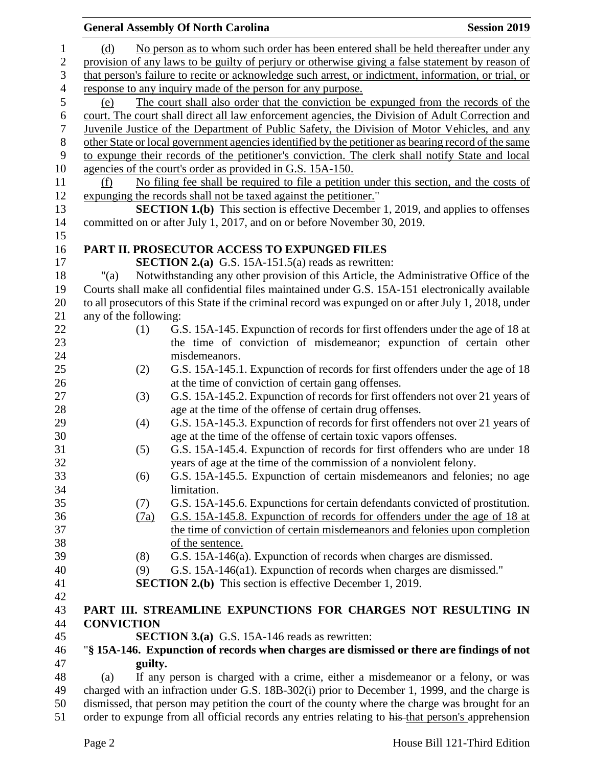(d) No person as to whom such order has been entered shall be held thereafter under any provision of any laws to be guilty of perjury or otherwise giving a false statement by reason of that person's failure to recite or acknowledge such arrest, or indictment, information, or trial, or response to any inquiry made of the person for any purpose.

(e) The court shall also order that the conviction be expunged from the records of the court. The court shall direct all law enforcement agencies, the Division of Adult Correction and Juvenile Justice of the Department of Public Safety, the Division of Motor Vehicles, and any other State or local government agencies identified by the petitioner as bearing record of the same to expunge their records of the petitioner's conviction. The clerk shall notify State and local agencies of the court's order as provided in G.S. 15A-150.

(f) No filing fee shall be required to file a petition under this section, and the costs of expunging the records shall not be taxed against the petitioner."

**SECTION 1.(b)** This section is effective December 1, 2019, and applies to offenses committed on or after July 1, 2017, and on or before November 30, 2019.

## PART II. PROSECUTOR ACCESS TO EXPUNGED FILES

**SECTION 2.(a)** G.S. 15A-151.5(a) reads as rewritten:

"(a) Notwithstanding any other provision of this Article, the Administrative Office of the Courts shall make all confidential files maintained under G.S. 15A-151 electronically available to all prosecutors of this State if the criminal record was expunged on or after July 1, 2018, under any of the following:

(1) G.S. 15A-145. Expunction of records for first offenders under the age of 18 at the time of conviction of misdemeanor; expunction of certain other misdemeanors.

(2) G.S. 15A-145.1. Expunction of records for first offenders under the age of 18 at the time of conviction of certain gang offenses.

(3) G.S. 15A-145.2. Expunction of records for first offenders not over 21 years of age at the time of the offense of certain drug offenses.

(4) G.S. 15A-145.3. Expunction of records for first offenders not over 21 years of age at the time of the offense of certain toxic vapors offenses.

(5) G.S. 15A-145.4. Expunction of records for first offenders who are under 18 years of age at the time of the commission of a nonviolent felony.

(6) G.S. 15A-145.5. Expunction of certain misdemeanors and felonies; no age limitation.

(7) G.S. 15A-145.6. Expunctions for certain defendants convicted of prostitution.

(7a) G.S. 15A-145.8. Expunction of records for offenders under the age of 18 at the time of conviction of certain misdemeanors and felonies upon completion of the sentence.

(8) G.S. 15A-146(a). Expunction of records when charges are dismissed.

(9) G.S. 15A-146(a1). Expunction of records when charges are dismissed."

**SECTION 2.(b)** This section is effective December 1, 2019.

## PART III. STREAMLINE EXPUNCTIONS FOR CHARGES NOT RESULTING IN CONVICTION

**SECTION 3.(a)** G.S. 15A-146 reads as rewritten:

"**§ 15A-146. Expunction of records when charges are dismissed or there are findings of not guilty.**

(a) If any person is charged with a crime, either a misdemeanor or a felony, or was charged with an infraction under G.S. 18B-302(i) prior to December 1, 1999, and the charge is dismissed, that person may petition the court of the county where the charge was brought for an order to expunge from all official records any entries relating to ~~his~~ that person's apprehension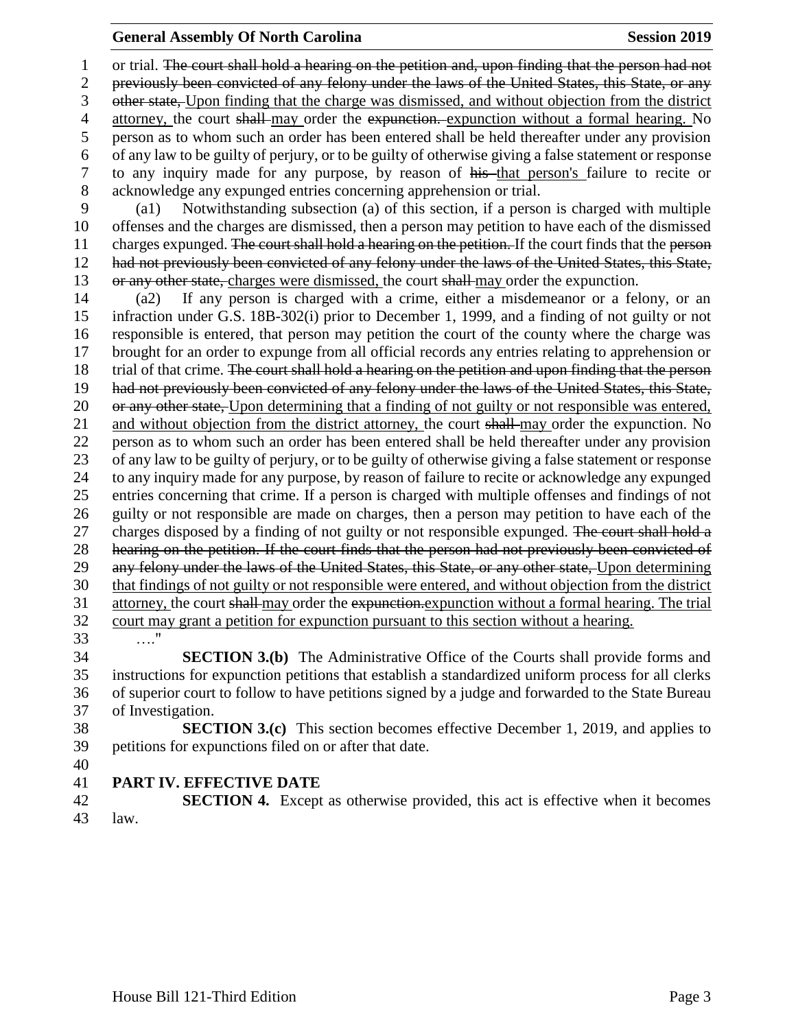or trial. ~~The court shall hold a hearing on the petition and, upon finding that the person had not previously been convicted of any felony under the laws of the United States, this State, or any other state,~~ Upon finding that the charge was dismissed, and without objection from the district attorney, the court ~~shall~~ may order the ~~expunction.~~ expunction without a formal hearing. No person as to whom such an order has been entered shall be held thereafter under any provision of any law to be guilty of perjury, or to be guilty of otherwise giving a false statement or response to any inquiry made for any purpose, by reason of ~~his~~ that person's failure to recite or acknowledge any expunged entries concerning apprehension or trial.

(a1) Notwithstanding subsection (a) of this section, if a person is charged with multiple offenses and the charges are dismissed, then a person may petition to have each of the dismissed charges expunged. ~~The court shall hold a hearing on the petition.~~ If the court finds that the ~~person had not previously been convicted of any felony under the laws of the United States, this State, or any other state,~~ charges were dismissed, the court ~~shall~~ may order the expunction.

(a2) If any person is charged with a crime, either a misdemeanor or a felony, or an infraction under G.S. 18B-302(i) prior to December 1, 1999, and a finding of not guilty or not responsible is entered, that person may petition the court of the county where the charge was brought for an order to expunge from all official records any entries relating to apprehension or trial of that crime. ~~The court shall hold a hearing on the petition and upon finding that the person had not previously been convicted of any felony under the laws of the United States, this State, or any other state,~~ Upon determining that a finding of not guilty or not responsible was entered, and without objection from the district attorney, the court ~~shall~~ may order the expunction. No person as to whom such an order has been entered shall be held thereafter under any provision of any law to be guilty of perjury, or to be guilty of otherwise giving a false statement or response to any inquiry made for any purpose, by reason of failure to recite or acknowledge any expunged entries concerning that crime. If a person is charged with multiple offenses and findings of not guilty or not responsible are made on charges, then a person may petition to have each of the charges disposed by a finding of not guilty or not responsible expunged. ~~The court shall hold a hearing on the petition. If the court finds that the person had not previously been convicted of any felony under the laws of the United States, this State, or any other state,~~ Upon determining that findings of not guilty or not responsible were entered, and without objection from the district attorney, the court ~~shall~~ may order the ~~expunction.~~expunction without a formal hearing. The trial court may grant a petition for expunction pursuant to this section without a hearing.

…."

**SECTION 3.(b)** The Administrative Office of the Courts shall provide forms and instructions for expunction petitions that establish a standardized uniform process for all clerks of superior court to follow to have petitions signed by a judge and forwarded to the State Bureau of Investigation.

**SECTION 3.(c)** This section becomes effective December 1, 2019, and applies to petitions for expunctions filed on or after that date.

## PART IV. EFFECTIVE DATE

**SECTION 4.** Except as otherwise provided, this act is effective when it becomes law.